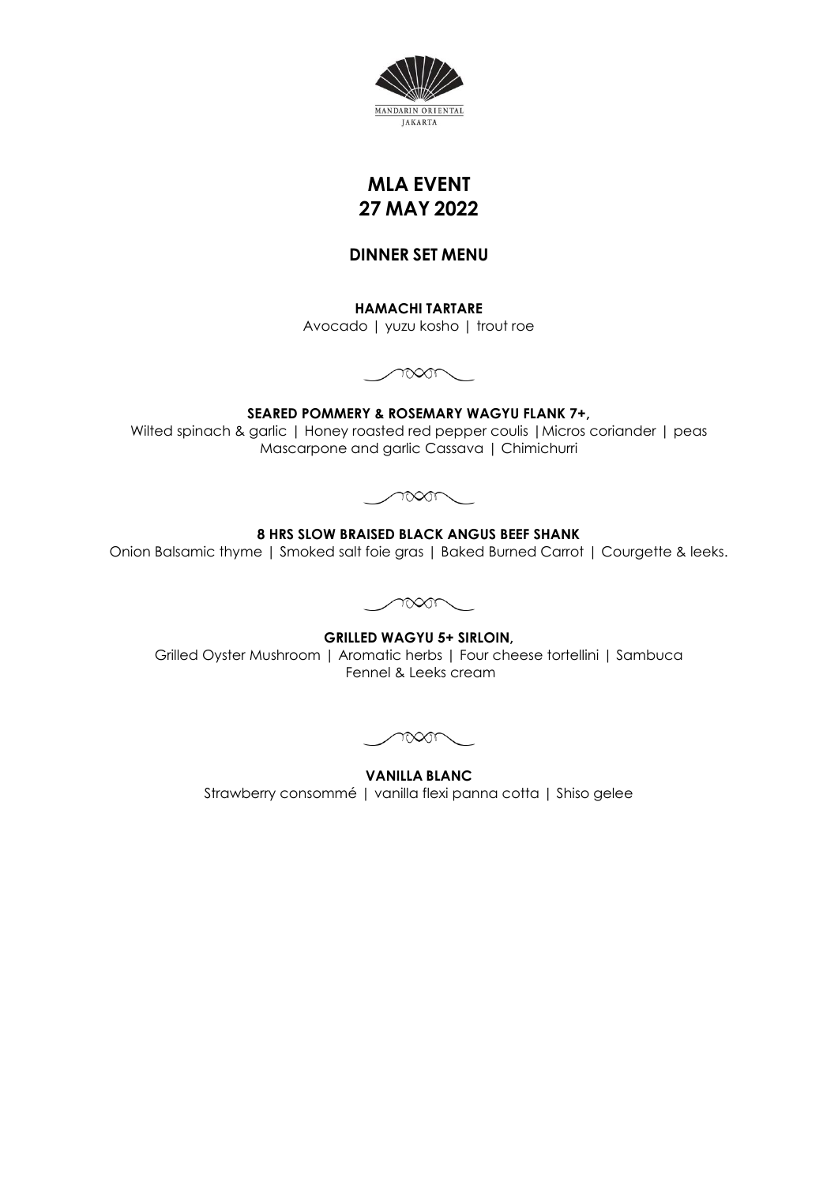MANDARIN ORIENTAL
JAKARTA

# MLA EVENT
# 27 MAY 2022

## DINNER SET MENU

**HAMACHI TARTARE**
Avocado | yuzu kosho | trout roe

**SEARED POMMERY & ROSEMARY WAGYU FLANK 7+,**
Wilted spinach & garlic | Honey roasted red pepper coulis |Micros coriander | peas
Mascarpone and garlic Cassava | Chimichurri

**8 HRS SLOW BRAISED BLACK ANGUS BEEF SHANK**
Onion Balsamic thyme | Smoked salt foie gras | Baked Burned Carrot | Courgette & leeks.

**GRILLED WAGYU 5+ SIRLOIN,**
Grilled Oyster Mushroom | Aromatic herbs | Four cheese tortellini | Sambuca
Fennel & Leeks cream

**VANILLA BLANC**
Strawberry consommé | vanilla flexi panna cotta | Shiso gelee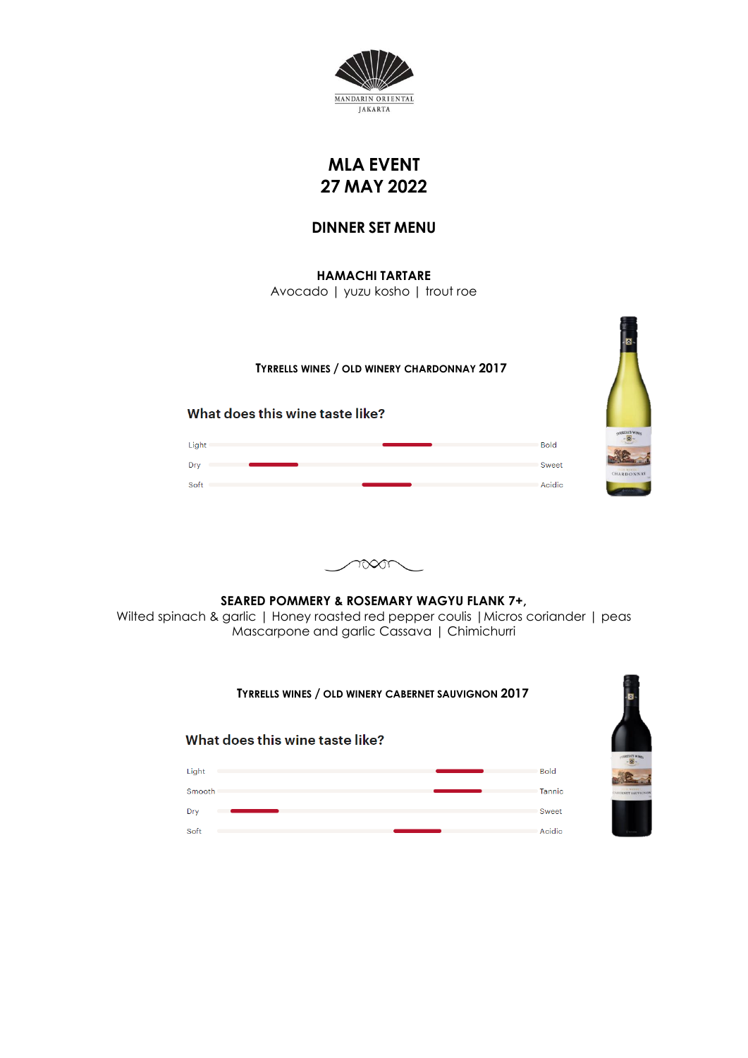MANDARIN ORIENTAL
JAKARTA

# MLA EVENT
# 27 MAY 2022

## DINNER SET MENU

### HAMACHI TARTARE

Avocado | yuzu kosho | trout roe

**TYRRELLS WINES / OLD WINERY CHARDONNAY 2017**

**What does this wine taste like?**

Light — Bold
Dry — Sweet
Soft — Acidic

### SEARED POMMERY & ROSEMARY WAGYU FLANK 7+,

Wilted spinach & garlic | Honey roasted red pepper coulis | Micros coriander | peas
Mascarpone and garlic Cassava | Chimichurri

**TYRRELLS WINES / OLD WINERY CABERNET SAUVIGNON 2017**

**What does this wine taste like?**

Light — Bold
Smooth — Tannic
Dry — Sweet
Soft — Acidic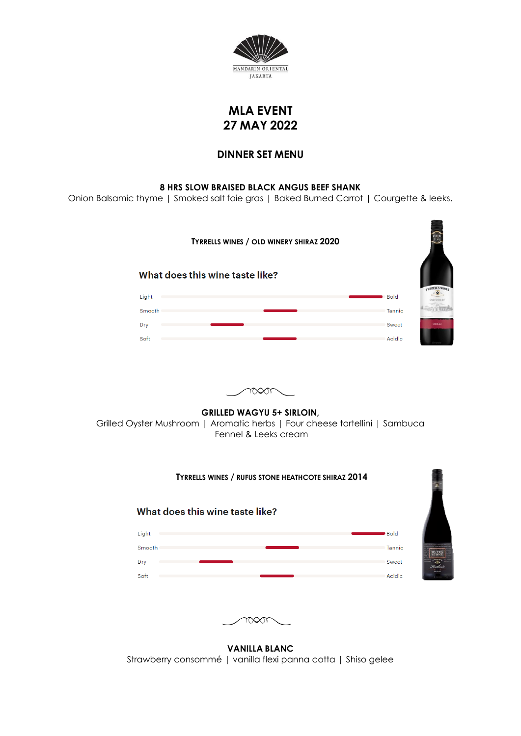MANDARIN ORIENTAL
JAKARTA

# MLA EVENT
# 27 MAY 2022

## DINNER SET MENU

**8 HRS SLOW BRAISED BLACK ANGUS BEEF SHANK**
Onion Balsamic thyme | Smoked salt foie gras | Baked Burned Carrot | Courgette & leeks.

**TYRRELLS WINES / OLD WINERY SHIRAZ 2020**

What does this wine taste like?

Light — Bold
Smooth — Tannic
Dry — Sweet
Soft — Acidic

**GRILLED WAGYU 5+ SIRLOIN,**
Grilled Oyster Mushroom | Aromatic herbs | Four cheese tortellini | Sambuca Fennel & Leeks cream

**TYRRELLS WINES / RUFUS STONE HEATHCOTE SHIRAZ 2014**

What does this wine taste like?

Light — Bold
Smooth — Tannic
Dry — Sweet
Soft — Acidic

**VANILLA BLANC**
Strawberry consommé | vanilla flexi panna cotta | Shiso gelee